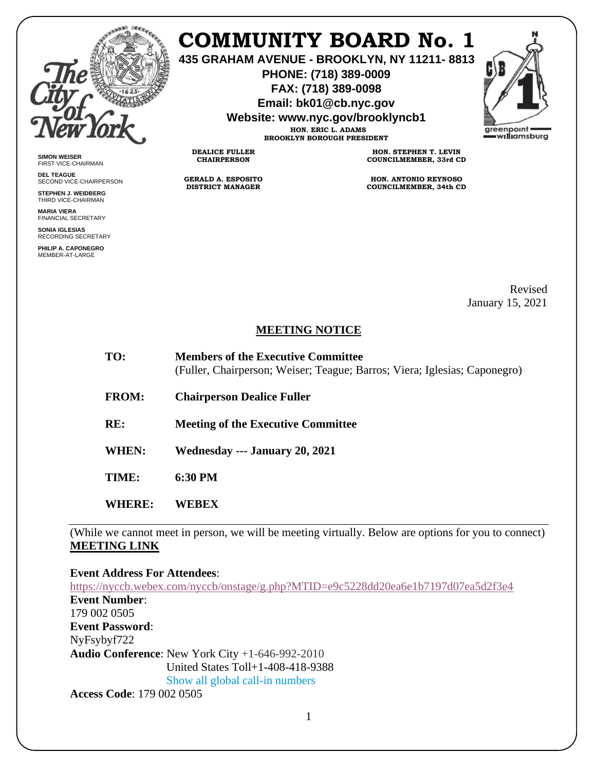# COMMUNITY BOARD No. 1

**435 GRAHAM AVENUE - BROOKLYN, NY 11211- 8813**
**PHONE: (718) 389-0009**
**FAX: (718) 389-0098**
**Email: bk01@cb.nyc.gov**
**Website: www.nyc.gov/brooklyncb1**

**HON. ERIC L. ADAMS**
**BROOKLYN BOROUGH PRESIDENT**

**DEALICE FULLER**
**CHAIRPERSON**

**GERALD A. ESPOSITO**
**DISTRICT MANAGER**

**HON. STEPHEN T. LEVIN**
**COUNCILMEMBER, 33rd CD**

**HON. ANTONIO REYNOSO**
**COUNCILMEMBER, 34th CD**

**SIMON WEISER**
FIRST VICE-CHAIRMAN

**DEL TEAGUE**
SECOND VICE-CHAIRPERSON

**STEPHEN J. WEIDBERG**
THIRD VICE-CHAIRMAN

**MARIA VIERA**
FINANCIAL SECRETARY

**SONIA IGLESIAS**
RECORDING SECRETARY

**PHILIP A. CAPONEGRO**
MEMBER-AT-LARGE

Revised
January 15, 2021

## MEETING NOTICE

**TO:** **Members of the Executive Committee**
(Fuller, Chairperson; Weiser; Teague; Barros; Viera; Iglesias; Caponegro)

**FROM:** **Chairperson Dealice Fuller**

**RE:** **Meeting of the Executive Committee**

**WHEN:** **Wednesday --- January 20, 2021**

**TIME:** **6:30 PM**

**WHERE:** **WEBEX**

(While we cannot meet in person, we will be meeting virtually. Below are options for you to connect)
**MEETING LINK**

**Event Address For Attendees**:
https://nyccb.webex.com/nyccb/onstage/g.php?MTID=e9c5228dd20ea6e1b7197d07ea5d2f3e4
**Event Number**:
179 002 0505
**Event Password**:
NyFsybyf722
**Audio Conference**: New York City +1-646-992-2010
United States Toll+1-408-418-9388
Show all global call-in numbers
**Access Code**: 179 002 0505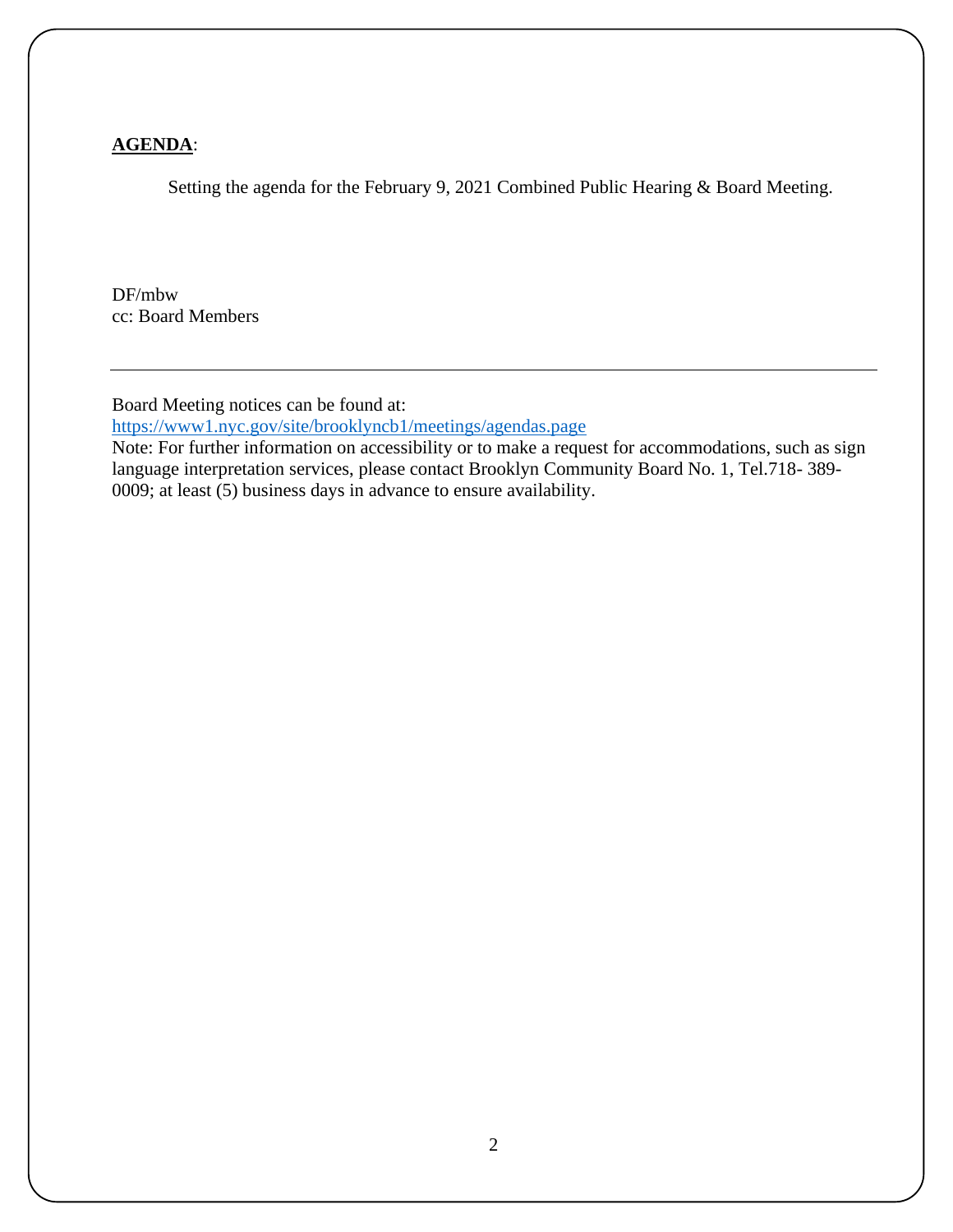**AGENDA**:

Setting the agenda for the February 9, 2021 Combined Public Hearing & Board Meeting.

DF/mbw
cc: Board Members

---

Board Meeting notices can be found at:
https://www1.nyc.gov/site/brooklyncb1/meetings/agendas.page
Note: For further information on accessibility or to make a request for accommodations, such as sign language interpretation services, please contact Brooklyn Community Board No. 1, Tel.718- 389-0009; at least (5) business days in advance to ensure availability.